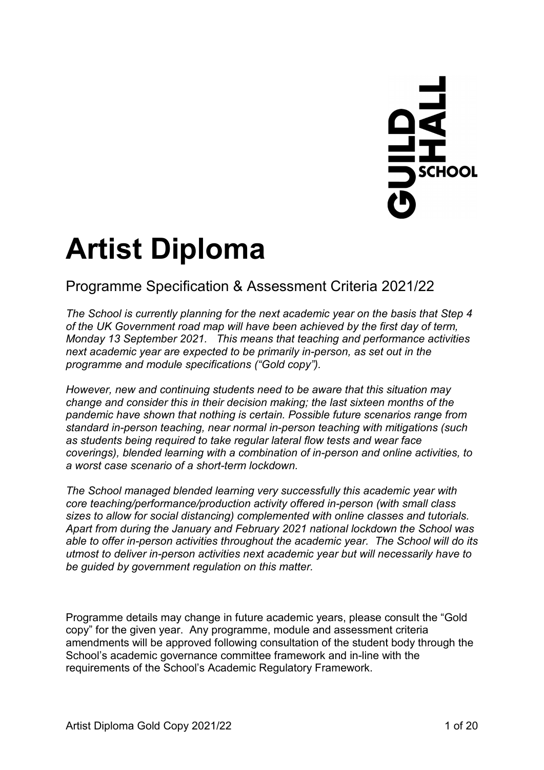# Artist Diploma

## Programme Specification & Assessment Criteria 2021/22

*The School is currently planning for the next academic year on the basis that Step 4 of the UK Government road map will have been achieved by the first day of term, Monday 13 September 2021. This means that teaching and performance activities next academic year are expected to be primarily in-person, as set out in the programme and module specifications ("Gold copy").*

*However, new and continuing students need to be aware that this situation may change and consider this in their decision making; the last sixteen months of the pandemic have shown that nothing is certain. Possible future scenarios range from standard in-person teaching, near normal in-person teaching with mitigations (such as students being required to take regular lateral flow tests and wear face coverings), blended learning with a combination of in-person and online activities, to a worst case scenario of a short-term lockdown.*

*The School managed blended learning very successfully this academic year with core teaching/performance/production activity offered in-person (with small class sizes to allow for social distancing) complemented with online classes and tutorials. Apart from during the January and February 2021 national lockdown the School was able to offer in-person activities throughout the academic year. The School will do its utmost to deliver in-person activities next academic year but will necessarily have to be guided by government regulation on this matter.*

Programme details may change in future academic years, please consult the "Gold copy" for the given year. Any programme, module and assessment criteria amendments will be approved following consultation of the student body through the School's academic governance committee framework and in-line with the requirements of the School's Academic Regulatory Framework.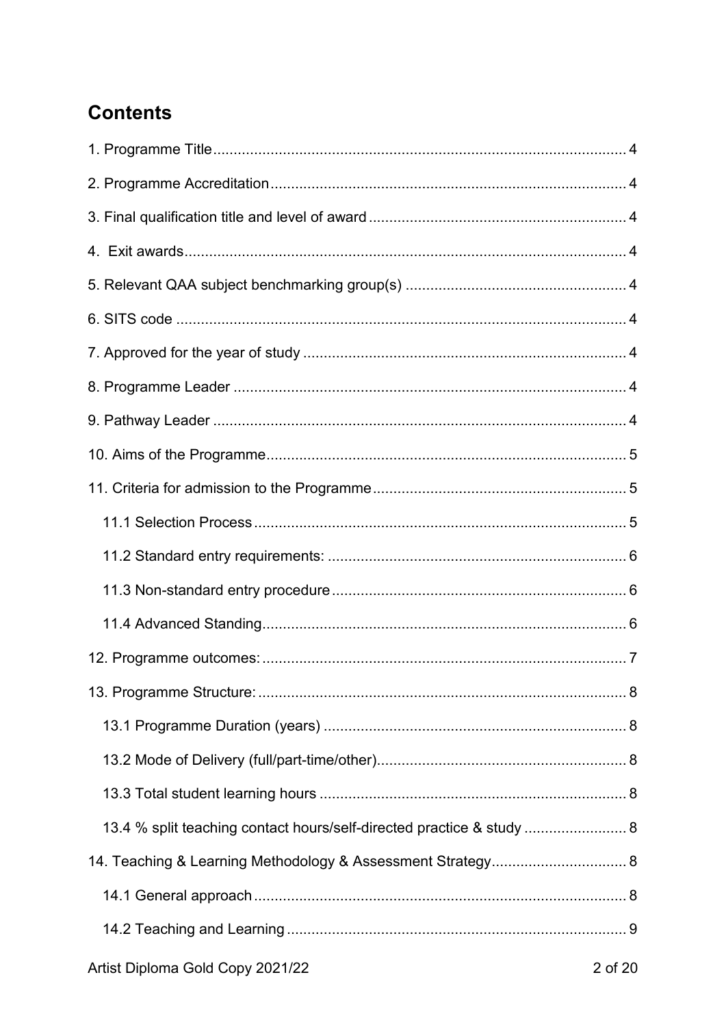## Contents

1. Programme Title .......... 4

2. Programme Accreditation .......... 4

3. Final qualification title and level of award .......... 4

4. Exit awards .......... 4

5. Relevant QAA subject benchmarking group(s) .......... 4

6. SITS code .......... 4

7. Approved for the year of study .......... 4

8. Programme Leader .......... 4

9. Pathway Leader .......... 4

10. Aims of the Programme .......... 5

11. Criteria for admission to the Programme .......... 5

 11.1 Selection Process .......... 5

 11.2 Standard entry requirements: .......... 6

 11.3 Non-standard entry procedure .......... 6

 11.4 Advanced Standing .......... 6

12. Programme outcomes: .......... 7

13. Programme Structure: .......... 8

 13.1 Programme Duration (years) .......... 8

 13.2 Mode of Delivery (full/part-time/other) .......... 8

 13.3 Total student learning hours .......... 8

 13.4 % split teaching contact hours/self-directed practice & study .......... 8

14. Teaching & Learning Methodology & Assessment Strategy .......... 8

 14.1 General approach .......... 8

 14.2 Teaching and Learning .......... 9

Artist Diploma Gold Copy 2021/22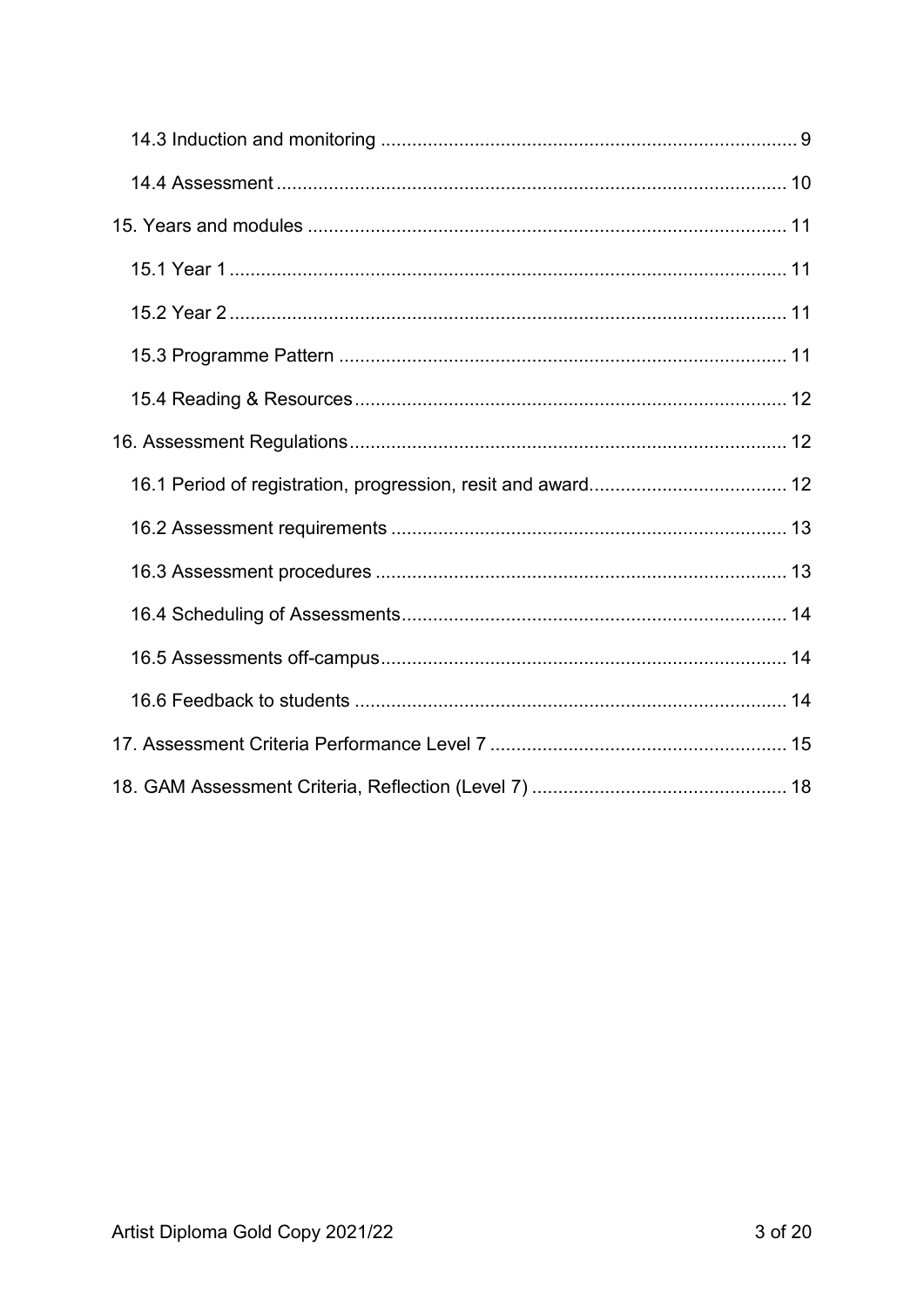14.3 Induction and monitoring ................................................................................ 9

14.4 Assessment ................................................................................................ 10

15. Years and modules ......................................................................................... 11

15.1 Year 1 ........................................................................................................ 11

15.2 Year 2 ........................................................................................................ 11

15.3 Programme Pattern .................................................................................... 11

15.4 Reading & Resources ................................................................................. 12

16. Assessment Regulations ................................................................................. 12

16.1 Period of registration, progression, resit and award ..................................... 12

16.2 Assessment requirements .......................................................................... 13

16.3 Assessment procedures ............................................................................. 13

16.4 Scheduling of Assessments ........................................................................ 14

16.5 Assessments off-campus ............................................................................ 14

16.6 Feedback to students ................................................................................. 14

17. Assessment Criteria Performance Level 7 ...................................................... 15

18. GAM Assessment Criteria, Reflection (Level 7) ............................................... 18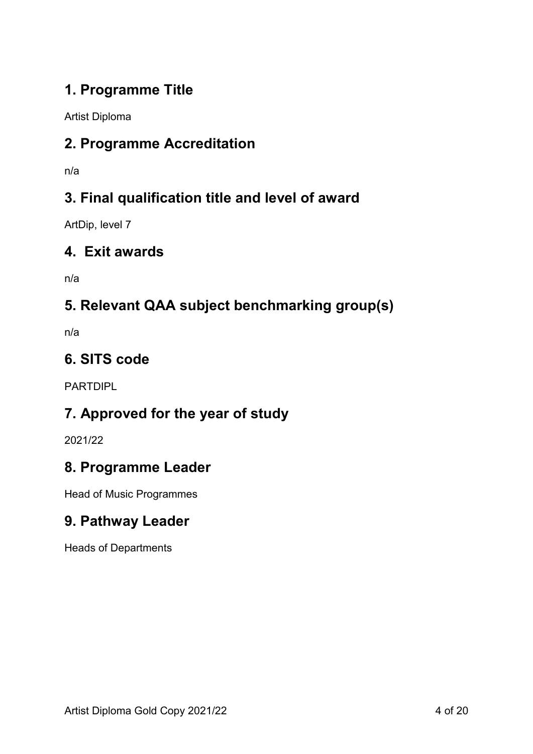## 1. Programme Title

Artist Diploma

## 2. Programme Accreditation

n/a

## 3. Final qualification title and level of award

ArtDip, level 7

## 4. Exit awards

n/a

## 5. Relevant QAA subject benchmarking group(s)

n/a

## 6. SITS code

PARTDIPL

## 7. Approved for the year of study

2021/22

## 8. Programme Leader

Head of Music Programmes

## 9. Pathway Leader

Heads of Departments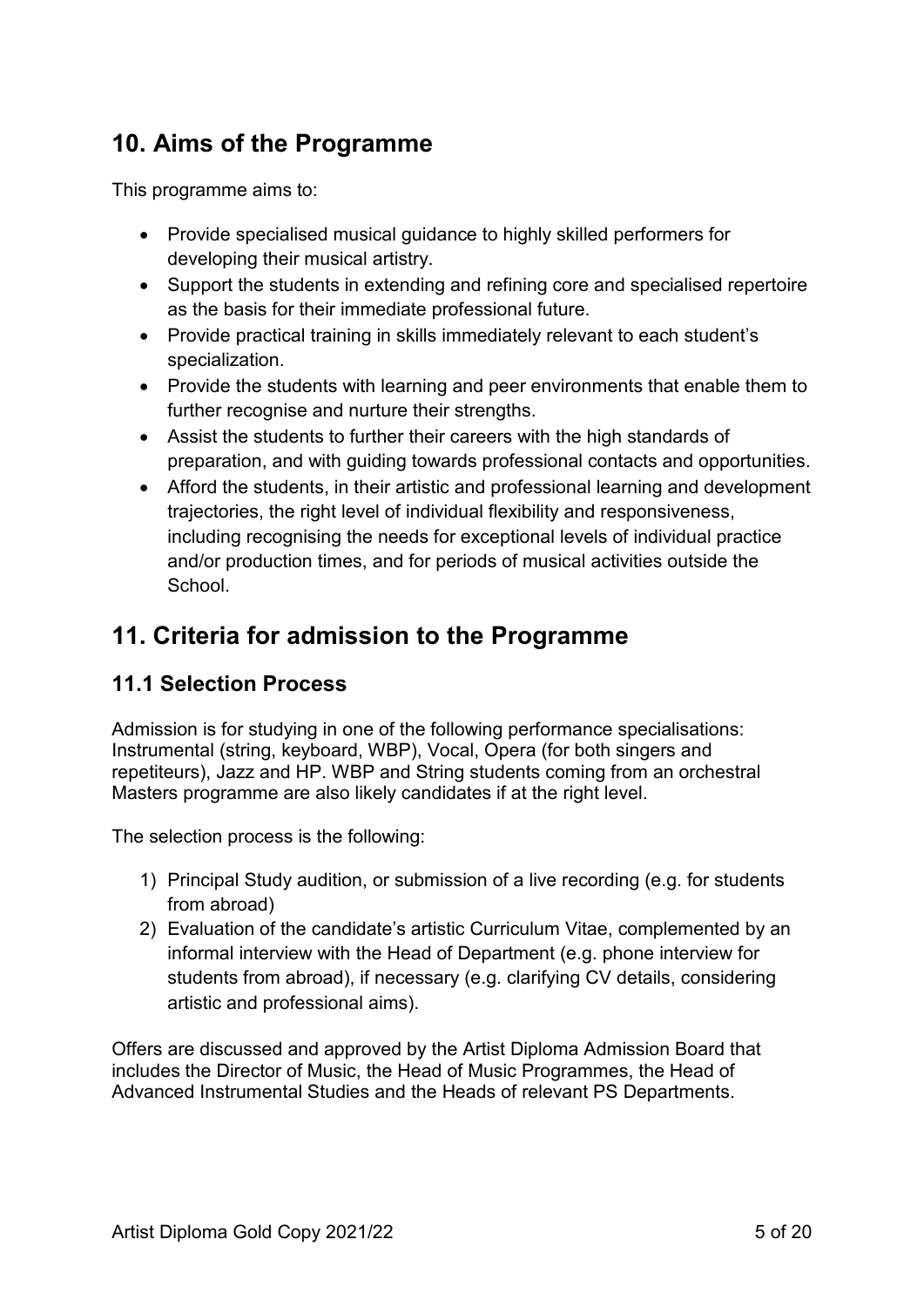## 10. Aims of the Programme

This programme aims to:

- Provide specialised musical guidance to highly skilled performers for developing their musical artistry.
- Support the students in extending and refining core and specialised repertoire as the basis for their immediate professional future.
- Provide practical training in skills immediately relevant to each student's specialization.
- Provide the students with learning and peer environments that enable them to further recognise and nurture their strengths.
- Assist the students to further their careers with the high standards of preparation, and with guiding towards professional contacts and opportunities.
- Afford the students, in their artistic and professional learning and development trajectories, the right level of individual flexibility and responsiveness, including recognising the needs for exceptional levels of individual practice and/or production times, and for periods of musical activities outside the School.

## 11. Criteria for admission to the Programme

### 11.1 Selection Process

Admission is for studying in one of the following performance specialisations: Instrumental (string, keyboard, WBP), Vocal, Opera (for both singers and repetiteurs), Jazz and HP. WBP and String students coming from an orchestral Masters programme are also likely candidates if at the right level.

The selection process is the following:

1) Principal Study audition, or submission of a live recording (e.g. for students from abroad)
2) Evaluation of the candidate's artistic Curriculum Vitae, complemented by an informal interview with the Head of Department (e.g. phone interview for students from abroad), if necessary (e.g. clarifying CV details, considering artistic and professional aims).

Offers are discussed and approved by the Artist Diploma Admission Board that includes the Director of Music, the Head of Music Programmes, the Head of Advanced Instrumental Studies and the Heads of relevant PS Departments.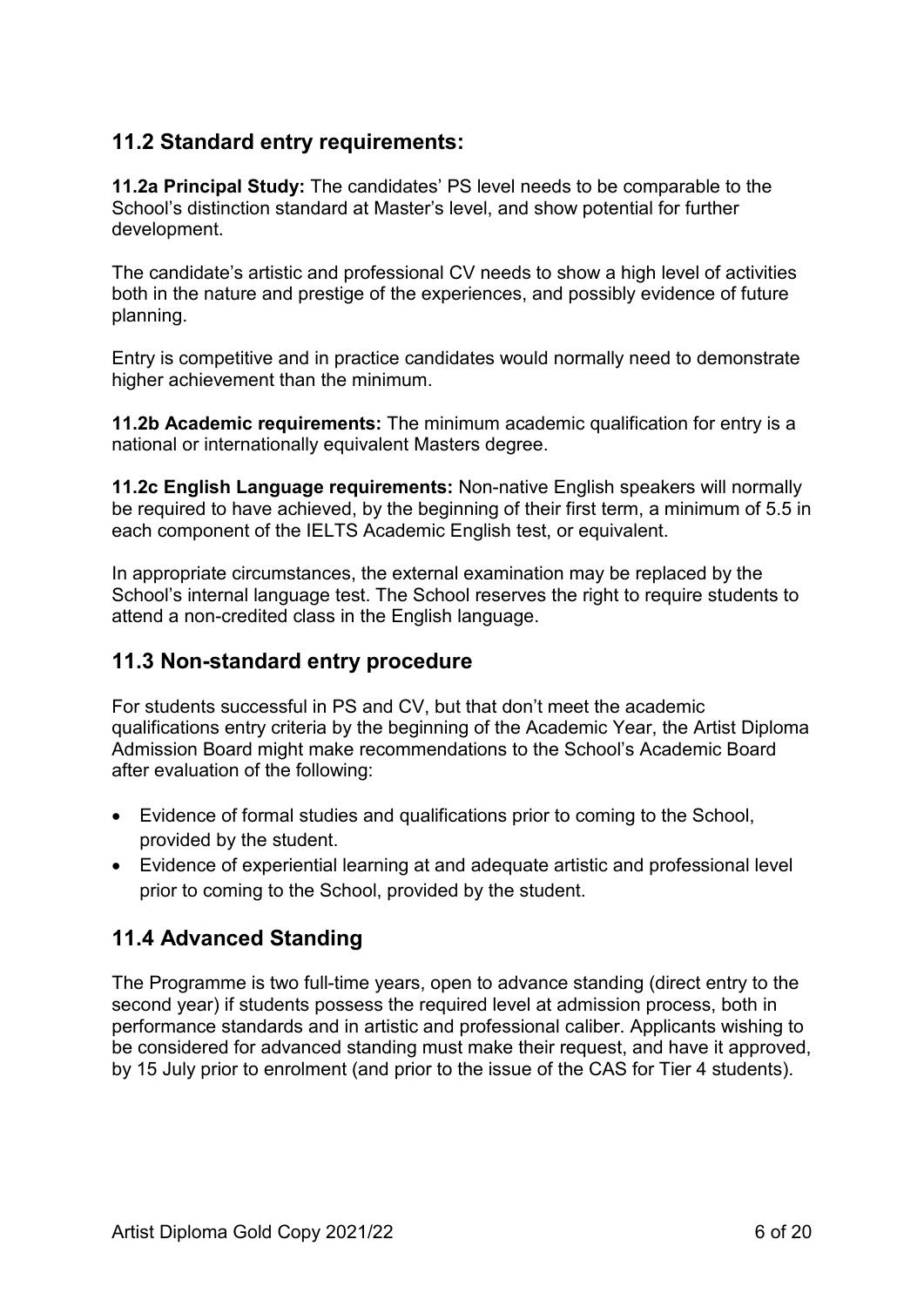## 11.2 Standard entry requirements:

**11.2a Principal Study:** The candidates' PS level needs to be comparable to the School's distinction standard at Master's level, and show potential for further development.

The candidate's artistic and professional CV needs to show a high level of activities both in the nature and prestige of the experiences, and possibly evidence of future planning.

Entry is competitive and in practice candidates would normally need to demonstrate higher achievement than the minimum.

**11.2b Academic requirements:** The minimum academic qualification for entry is a national or internationally equivalent Masters degree.

**11.2c English Language requirements:** Non-native English speakers will normally be required to have achieved, by the beginning of their first term, a minimum of 5.5 in each component of the IELTS Academic English test, or equivalent.

In appropriate circumstances, the external examination may be replaced by the School's internal language test. The School reserves the right to require students to attend a non-credited class in the English language.

## 11.3 Non-standard entry procedure

For students successful in PS and CV, but that don't meet the academic qualifications entry criteria by the beginning of the Academic Year, the Artist Diploma Admission Board might make recommendations to the School's Academic Board after evaluation of the following:

- Evidence of formal studies and qualifications prior to coming to the School, provided by the student.
- Evidence of experiential learning at and adequate artistic and professional level prior to coming to the School, provided by the student.

## 11.4 Advanced Standing

The Programme is two full-time years, open to advance standing (direct entry to the second year) if students possess the required level at admission process, both in performance standards and in artistic and professional caliber. Applicants wishing to be considered for advanced standing must make their request, and have it approved, by 15 July prior to enrolment (and prior to the issue of the CAS for Tier 4 students).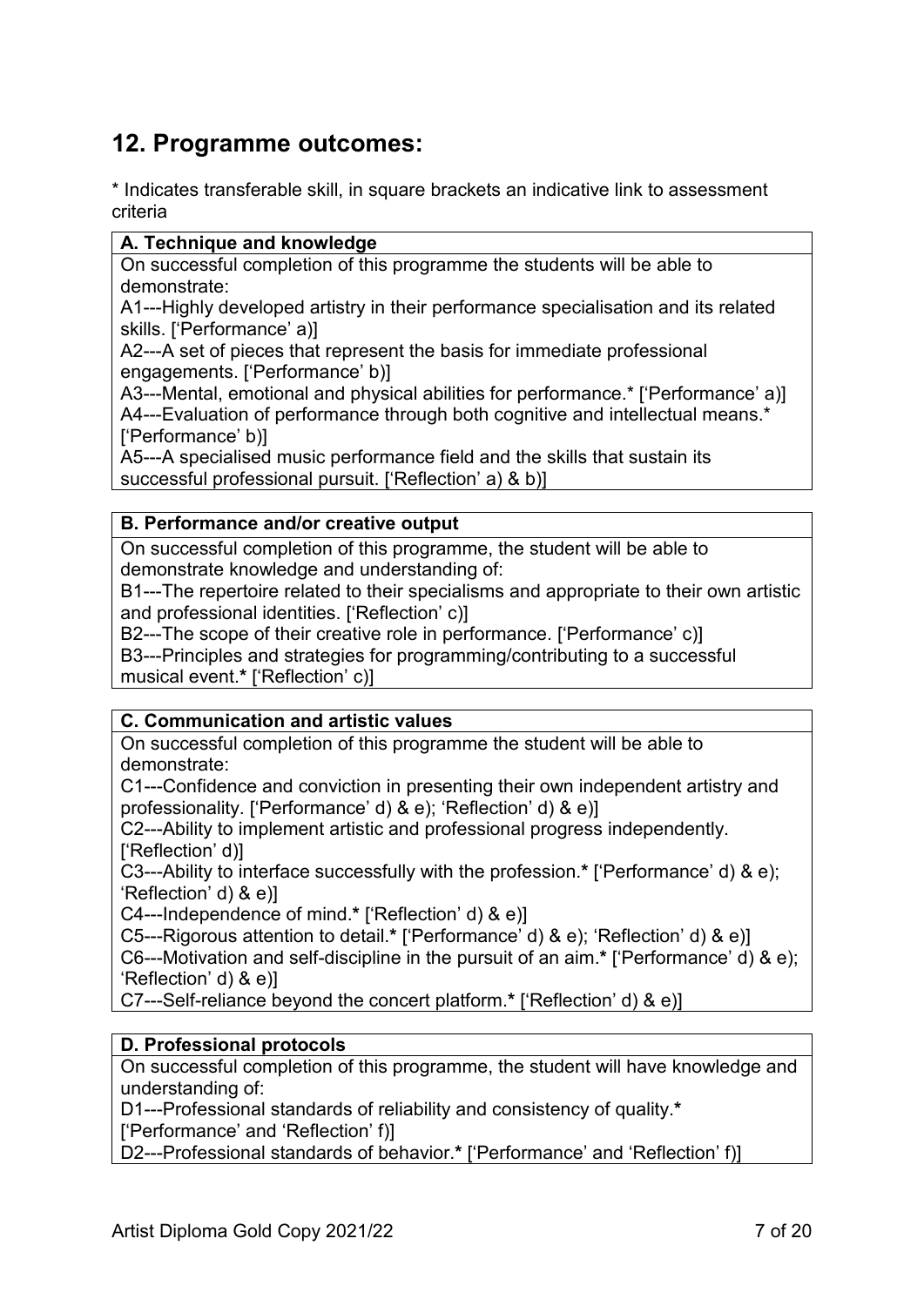## 12. Programme outcomes:

* Indicates transferable skill, in square brackets an indicative link to assessment criteria

| **A. Technique and knowledge** |
|---|
| On successful completion of this programme the students will be able to demonstrate:<br>A1---Highly developed artistry in their performance specialisation and its related skills. ['Performance' a)]<br>A2---A set of pieces that represent the basis for immediate professional engagements. ['Performance' b)]<br>A3---Mental, emotional and physical abilities for performance.* ['Performance' a)]<br>A4---Evaluation of performance through both cognitive and intellectual means.* ['Performance' b)]<br>A5---A specialised music performance field and the skills that sustain its successful professional pursuit. ['Reflection' a) & b)] |

| **B. Performance and/or creative output** |
|---|
| On successful completion of this programme, the student will be able to demonstrate knowledge and understanding of:<br>B1---The repertoire related to their specialisms and appropriate to their own artistic and professional identities. ['Reflection' c)]<br>B2---The scope of their creative role in performance. ['Performance' c)]<br>B3---Principles and strategies for programming/contributing to a successful musical event.**\*** ['Reflection' c)] |

| **C. Communication and artistic values** |
|---|
| On successful completion of this programme the student will be able to demonstrate:<br>C1---Confidence and conviction in presenting their own independent artistry and professionality. ['Performance' d) & e); 'Reflection' d) & e)]<br>C2---Ability to implement artistic and professional progress independently. ['Reflection' d)]<br>C3---Ability to interface successfully with the profession.**\*** ['Performance' d) & e); 'Reflection' d) & e)]<br>C4---Independence of mind.**\*** ['Reflection' d) & e)]<br>C5---Rigorous attention to detail.**\*** ['Performance' d) & e); 'Reflection' d) & e)]<br>C6---Motivation and self-discipline in the pursuit of an aim.**\*** ['Performance' d) & e); 'Reflection' d) & e)]<br>C7---Self-reliance beyond the concert platform.**\*** ['Reflection' d) & e)] |

| **D. Professional protocols** |
|---|
| On successful completion of this programme, the student will have knowledge and understanding of:<br>D1---Professional standards of reliability and consistency of quality.**\*** ['Performance' and 'Reflection' f)]<br>D2---Professional standards of behavior.**\*** ['Performance' and 'Reflection' f)] |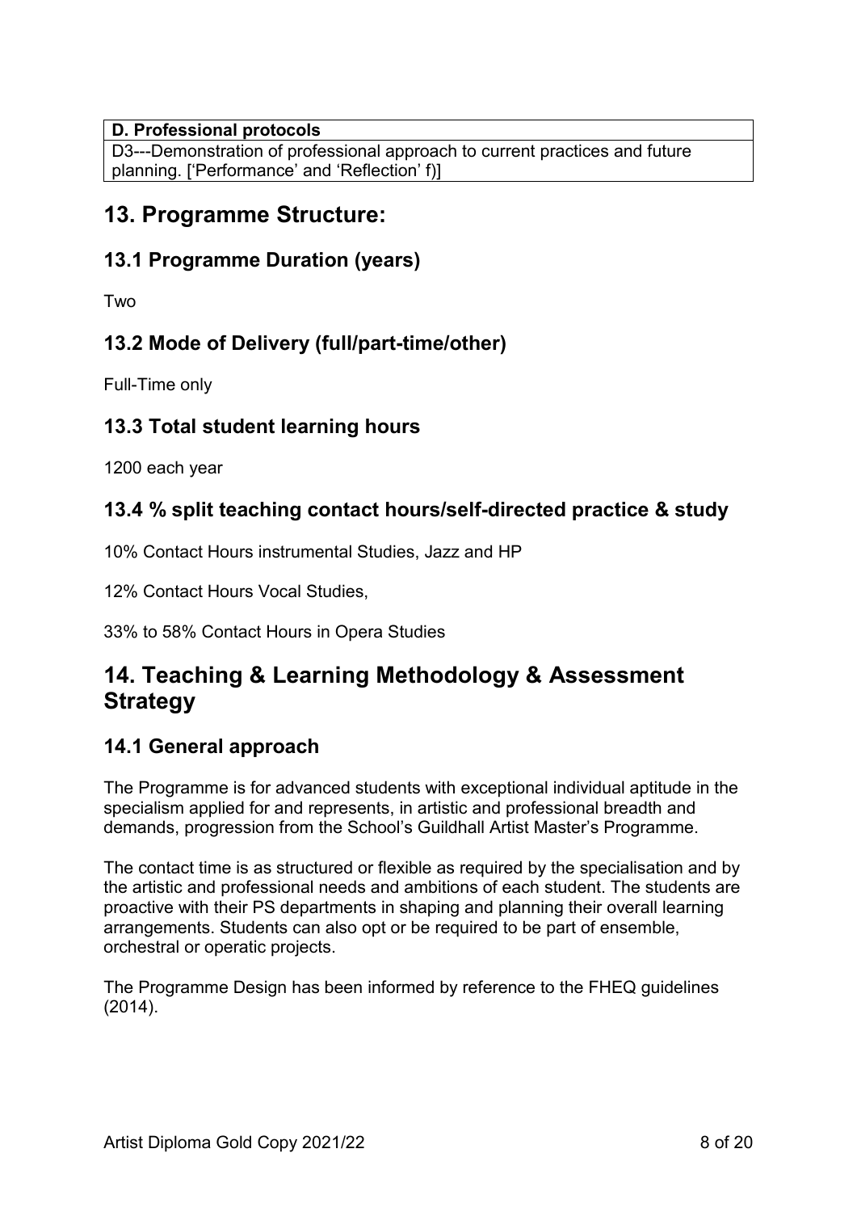| D. Professional protocols |
| --- |
| D3---Demonstration of professional approach to current practices and future planning. ['Performance' and 'Reflection' f)] |

## 13. Programme Structure:

### 13.1 Programme Duration (years)

Two

### 13.2 Mode of Delivery (full/part-time/other)

Full-Time only

### 13.3 Total student learning hours

1200 each year

### 13.4 % split teaching contact hours/self-directed practice & study

10% Contact Hours instrumental Studies, Jazz and HP

12% Contact Hours Vocal Studies,

33% to 58% Contact Hours in Opera Studies

## 14. Teaching & Learning Methodology & Assessment Strategy

### 14.1 General approach

The Programme is for advanced students with exceptional individual aptitude in the specialism applied for and represents, in artistic and professional breadth and demands, progression from the School's Guildhall Artist Master's Programme.

The contact time is as structured or flexible as required by the specialisation and by the artistic and professional needs and ambitions of each student. The students are proactive with their PS departments in shaping and planning their overall learning arrangements. Students can also opt or be required to be part of ensemble, orchestral or operatic projects.

The Programme Design has been informed by reference to the FHEQ guidelines (2014).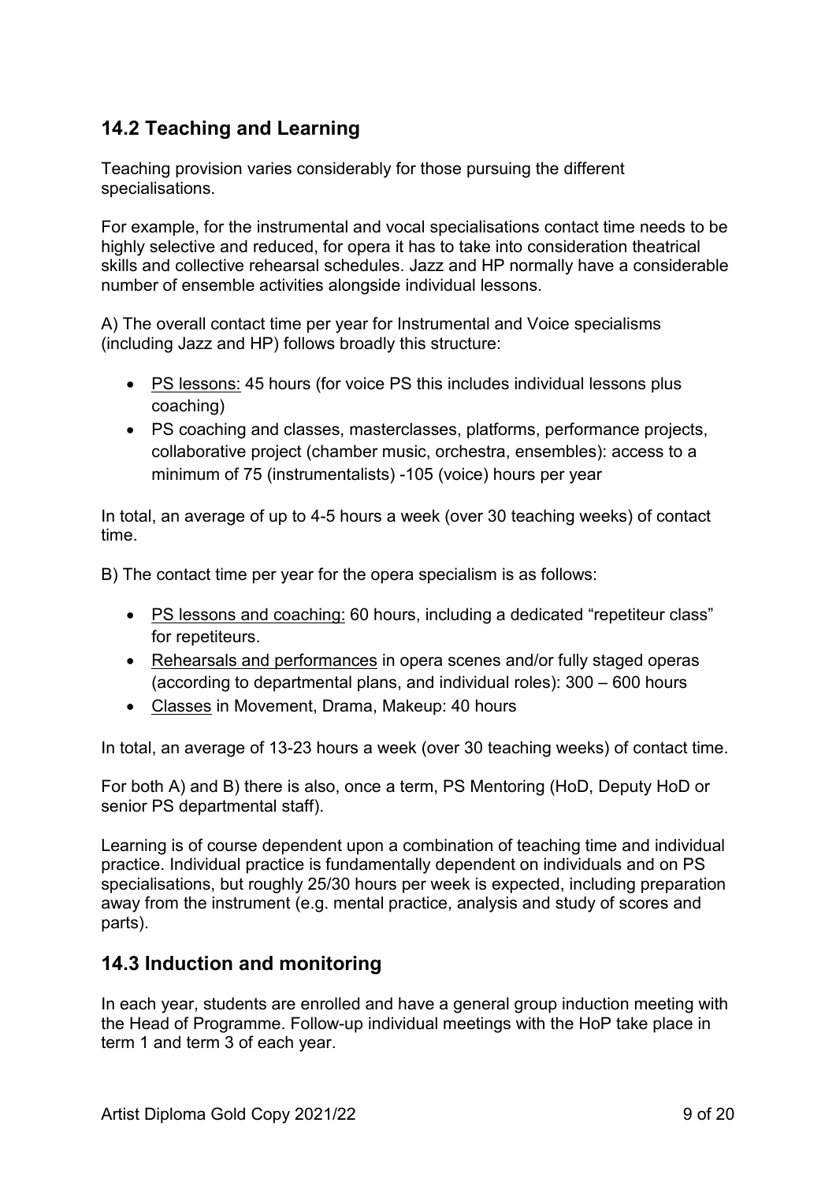## 14.2 Teaching and Learning

Teaching provision varies considerably for those pursuing the different specialisations.

For example, for the instrumental and vocal specialisations contact time needs to be highly selective and reduced, for opera it has to take into consideration theatrical skills and collective rehearsal schedules. Jazz and HP normally have a considerable number of ensemble activities alongside individual lessons.

A) The overall contact time per year for Instrumental and Voice specialisms (including Jazz and HP) follows broadly this structure:

- PS lessons: 45 hours (for voice PS this includes individual lessons plus coaching)
- PS coaching and classes, masterclasses, platforms, performance projects, collaborative project (chamber music, orchestra, ensembles): access to a minimum of 75 (instrumentalists) -105 (voice) hours per year

In total, an average of up to 4-5 hours a week (over 30 teaching weeks) of contact time.

B) The contact time per year for the opera specialism is as follows:

- PS lessons and coaching: 60 hours, including a dedicated "repetiteur class" for repetiteurs.
- Rehearsals and performances in opera scenes and/or fully staged operas (according to departmental plans, and individual roles): 300 – 600 hours
- Classes in Movement, Drama, Makeup: 40 hours

In total, an average of 13-23 hours a week (over 30 teaching weeks) of contact time.

For both A) and B) there is also, once a term, PS Mentoring (HoD, Deputy HoD or senior PS departmental staff).

Learning is of course dependent upon a combination of teaching time and individual practice. Individual practice is fundamentally dependent on individuals and on PS specialisations, but roughly 25/30 hours per week is expected, including preparation away from the instrument (e.g. mental practice, analysis and study of scores and parts).

## 14.3 Induction and monitoring

In each year, students are enrolled and have a general group induction meeting with the Head of Programme. Follow-up individual meetings with the HoP take place in term 1 and term 3 of each year.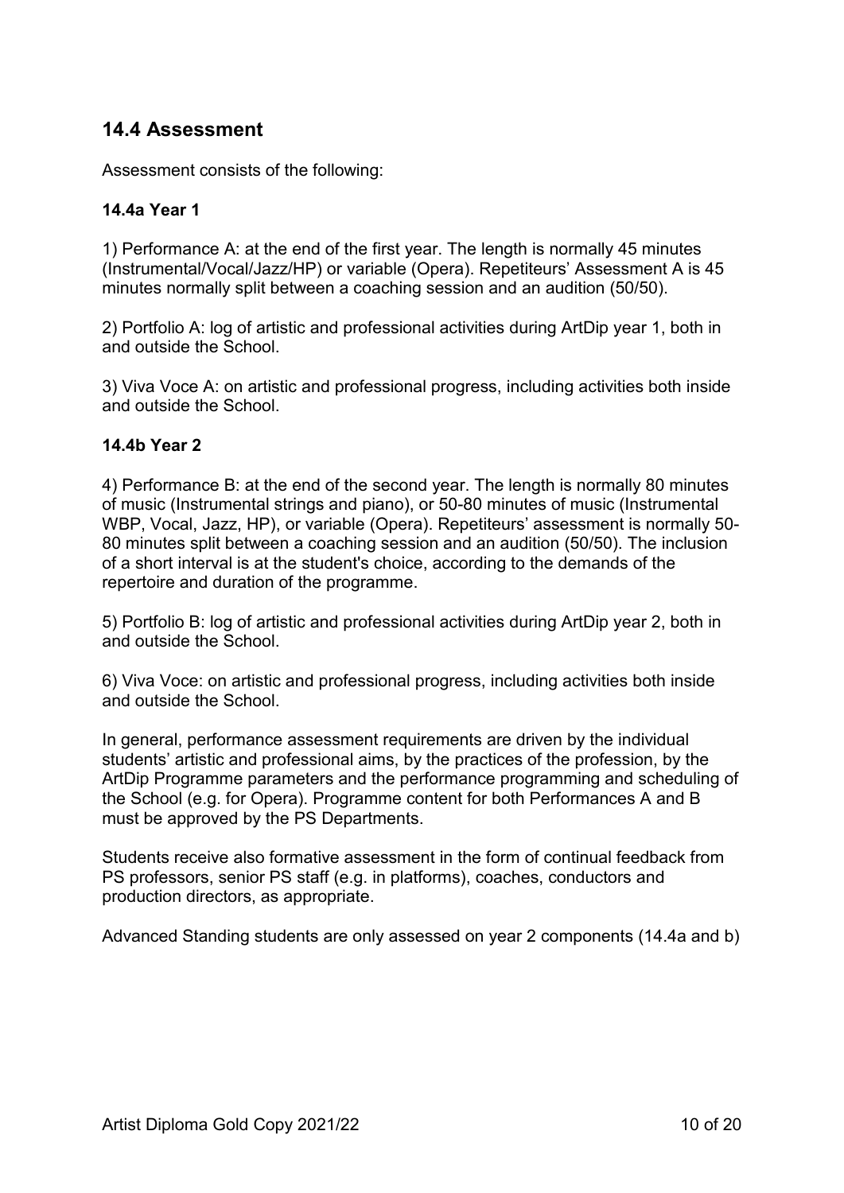## 14.4 Assessment

Assessment consists of the following:

### 14.4a Year 1

1) Performance A: at the end of the first year. The length is normally 45 minutes (Instrumental/Vocal/Jazz/HP) or variable (Opera). Repetiteurs' Assessment A is 45 minutes normally split between a coaching session and an audition (50/50).

2) Portfolio A: log of artistic and professional activities during ArtDip year 1, both in and outside the School.

3) Viva Voce A: on artistic and professional progress, including activities both inside and outside the School.

### 14.4b Year 2

4) Performance B: at the end of the second year. The length is normally 80 minutes of music (Instrumental strings and piano), or 50-80 minutes of music (Instrumental WBP, Vocal, Jazz, HP), or variable (Opera). Repetiteurs' assessment is normally 50-80 minutes split between a coaching session and an audition (50/50). The inclusion of a short interval is at the student's choice, according to the demands of the repertoire and duration of the programme.

5) Portfolio B: log of artistic and professional activities during ArtDip year 2, both in and outside the School.

6) Viva Voce: on artistic and professional progress, including activities both inside and outside the School.

In general, performance assessment requirements are driven by the individual students' artistic and professional aims, by the practices of the profession, by the ArtDip Programme parameters and the performance programming and scheduling of the School (e.g. for Opera). Programme content for both Performances A and B must be approved by the PS Departments.

Students receive also formative assessment in the form of continual feedback from PS professors, senior PS staff (e.g. in platforms), coaches, conductors and production directors, as appropriate.

Advanced Standing students are only assessed on year 2 components (14.4a and b)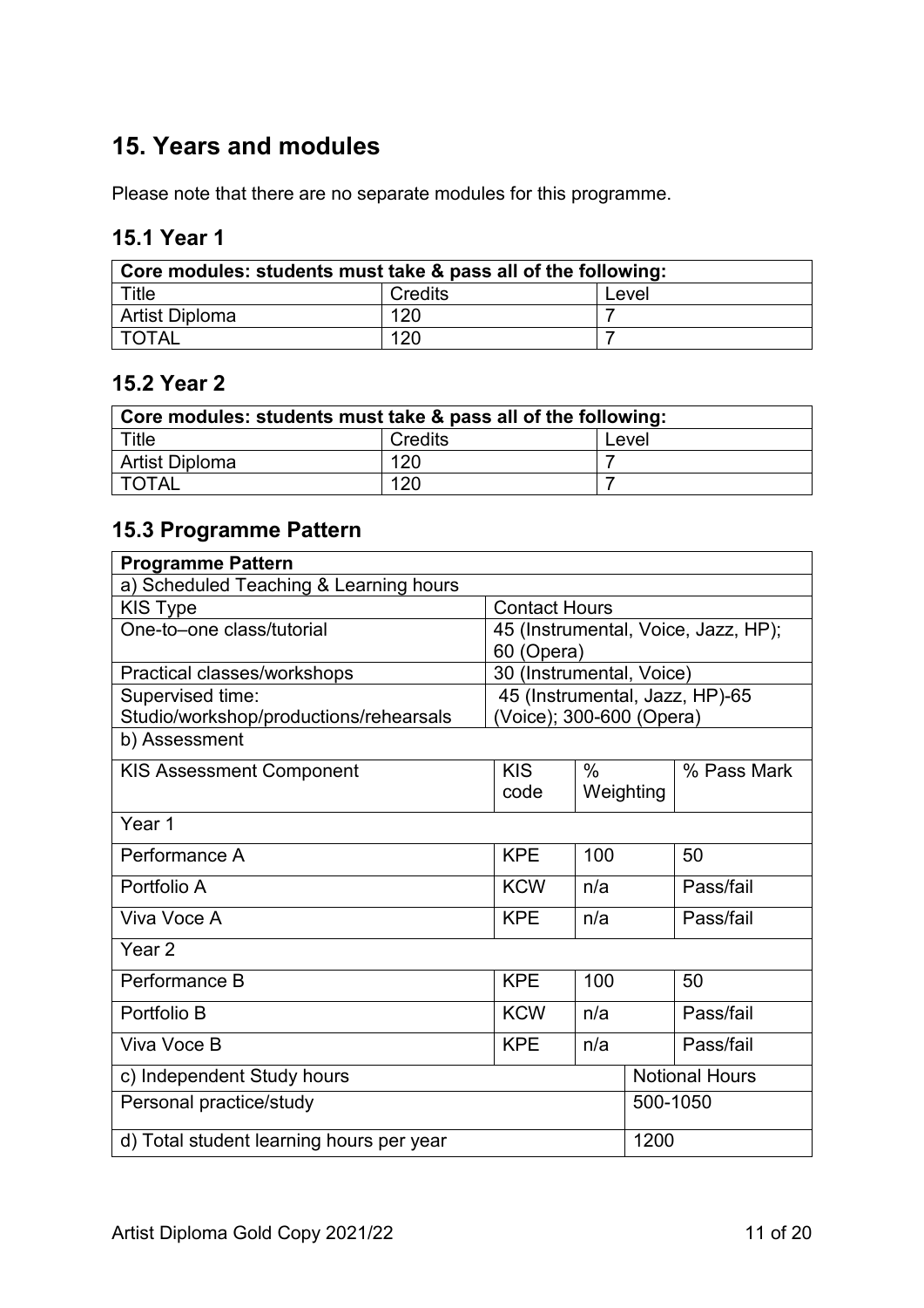## 15. Years and modules

Please note that there are no separate modules for this programme.

### 15.1 Year 1

| Core modules: students must take & pass all of the following: | | |
|---|---|---|
| Title | Credits | Level |
| Artist Diploma | 120 | 7 |
| TOTAL | 120 | 7 |

### 15.2 Year 2

| Core modules: students must take & pass all of the following: | | |
|---|---|---|
| Title | Credits | Level |
| Artist Diploma | 120 | 7 |
| TOTAL | 120 | 7 |

### 15.3 Programme Pattern

| Programme Pattern | | | |
|---|---|---|---|
| a) Scheduled Teaching & Learning hours | | | |
| KIS Type | Contact Hours | | |
| One-to–one class/tutorial | 45 (Instrumental, Voice, Jazz, HP); 60 (Opera) | | |
| Practical classes/workshops | 30 (Instrumental, Voice) | | |
| Supervised time: Studio/workshop/productions/rehearsals | 45 (Instrumental, Jazz, HP)-65 (Voice); 300-600 (Opera) | | |
| b) Assessment | | | |
| KIS Assessment Component | KIS code | % Weighting | % Pass Mark |
| Year 1 | | | |
| Performance A | KPE | 100 | 50 |
| Portfolio A | KCW | n/a | Pass/fail |
| Viva Voce A | KPE | n/a | Pass/fail |
| Year 2 | | | |
| Performance B | KPE | 100 | 50 |
| Portfolio B | KCW | n/a | Pass/fail |
| Viva Voce B | KPE | n/a | Pass/fail |
| c) Independent Study hours | | | Notional Hours |
| Personal practice/study | | | 500-1050 |
| d) Total student learning hours per year | | | 1200 |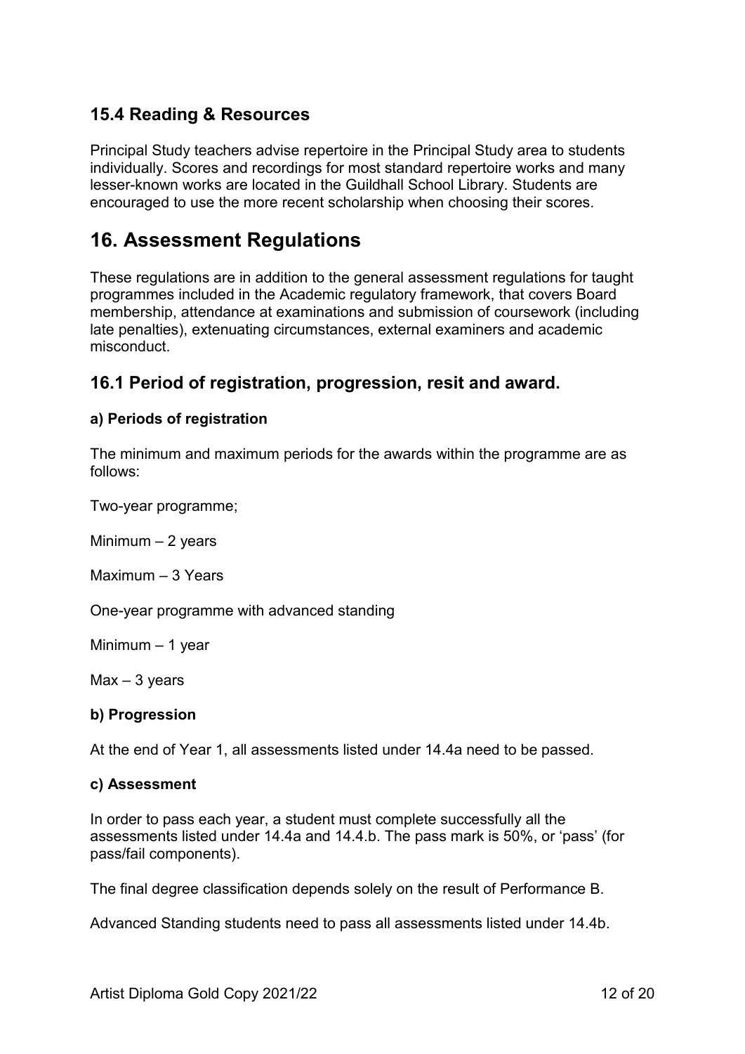### 15.4 Reading & Resources

Principal Study teachers advise repertoire in the Principal Study area to students individually. Scores and recordings for most standard repertoire works and many lesser-known works are located in the Guildhall School Library. Students are encouraged to use the more recent scholarship when choosing their scores.

## 16. Assessment Regulations

These regulations are in addition to the general assessment regulations for taught programmes included in the Academic regulatory framework, that covers Board membership, attendance at examinations and submission of coursework (including late penalties), extenuating circumstances, external examiners and academic misconduct.

### 16.1 Period of registration, progression, resit and award.

**a) Periods of registration**

The minimum and maximum periods for the awards within the programme are as follows:

Two-year programme;

Minimum – 2 years

Maximum – 3 Years

One-year programme with advanced standing

Minimum – 1 year

Max – 3 years

**b) Progression**

At the end of Year 1, all assessments listed under 14.4a need to be passed.

**c) Assessment**

In order to pass each year, a student must complete successfully all the assessments listed under 14.4a and 14.4.b. The pass mark is 50%, or 'pass' (for pass/fail components).

The final degree classification depends solely on the result of Performance B.

Advanced Standing students need to pass all assessments listed under 14.4b.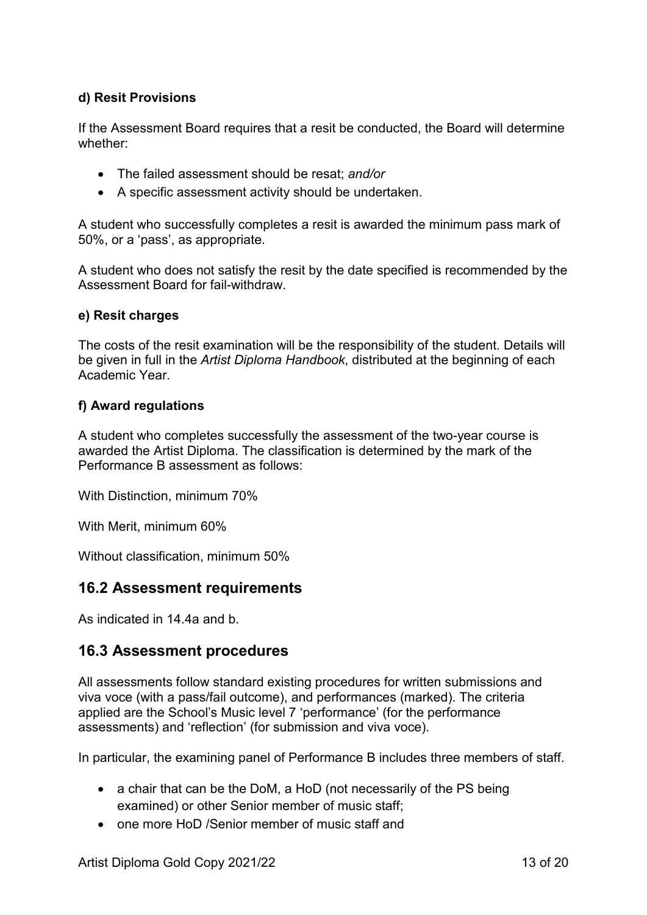#### d) Resit Provisions

If the Assessment Board requires that a resit be conducted, the Board will determine whether:

- The failed assessment should be resat; *and/or*
- A specific assessment activity should be undertaken.

A student who successfully completes a resit is awarded the minimum pass mark of 50%, or a 'pass', as appropriate.

A student who does not satisfy the resit by the date specified is recommended by the Assessment Board for fail-withdraw.

#### e) Resit charges

The costs of the resit examination will be the responsibility of the student. Details will be given in full in the *Artist Diploma Handbook*, distributed at the beginning of each Academic Year.

#### f) Award regulations

A student who completes successfully the assessment of the two-year course is awarded the Artist Diploma. The classification is determined by the mark of the Performance B assessment as follows:

With Distinction, minimum 70%

With Merit, minimum 60%

Without classification, minimum 50%

## 16.2 Assessment requirements

As indicated in 14.4a and b.

## 16.3 Assessment procedures

All assessments follow standard existing procedures for written submissions and viva voce (with a pass/fail outcome), and performances (marked). The criteria applied are the School's Music level 7 'performance' (for the performance assessments) and 'reflection' (for submission and viva voce).

In particular, the examining panel of Performance B includes three members of staff.

- a chair that can be the DoM, a HoD (not necessarily of the PS being examined) or other Senior member of music staff;
- one more HoD /Senior member of music staff and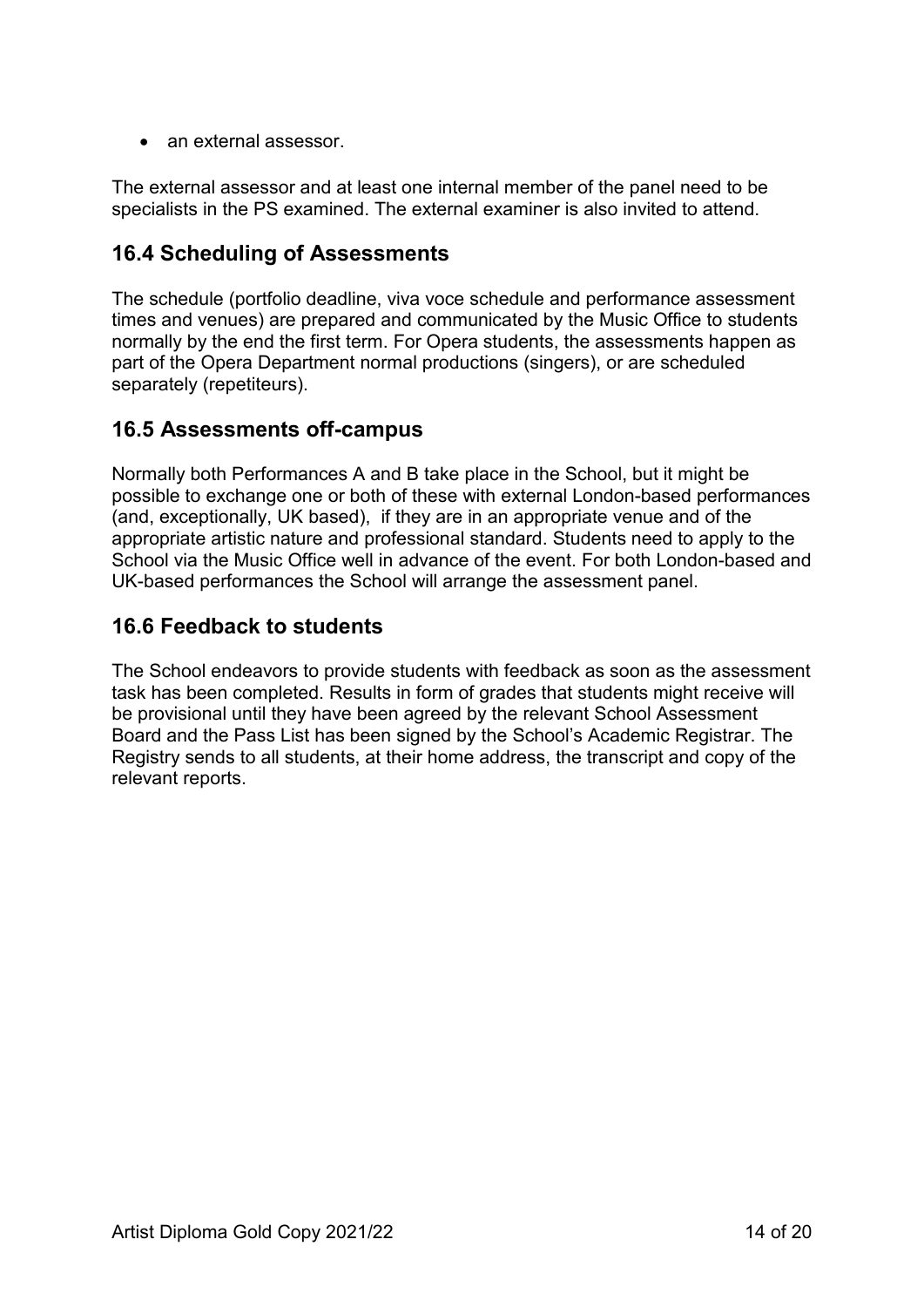- an external assessor.

The external assessor and at least one internal member of the panel need to be specialists in the PS examined. The external examiner is also invited to attend.

## 16.4 Scheduling of Assessments

The schedule (portfolio deadline, viva voce schedule and performance assessment times and venues) are prepared and communicated by the Music Office to students normally by the end the first term. For Opera students, the assessments happen as part of the Opera Department normal productions (singers), or are scheduled separately (repetiteurs).

## 16.5 Assessments off-campus

Normally both Performances A and B take place in the School, but it might be possible to exchange one or both of these with external London-based performances (and, exceptionally, UK based), if they are in an appropriate venue and of the appropriate artistic nature and professional standard. Students need to apply to the School via the Music Office well in advance of the event. For both London-based and UK-based performances the School will arrange the assessment panel.

## 16.6 Feedback to students

The School endeavors to provide students with feedback as soon as the assessment task has been completed. Results in form of grades that students might receive will be provisional until they have been agreed by the relevant School Assessment Board and the Pass List has been signed by the School's Academic Registrar. The Registry sends to all students, at their home address, the transcript and copy of the relevant reports.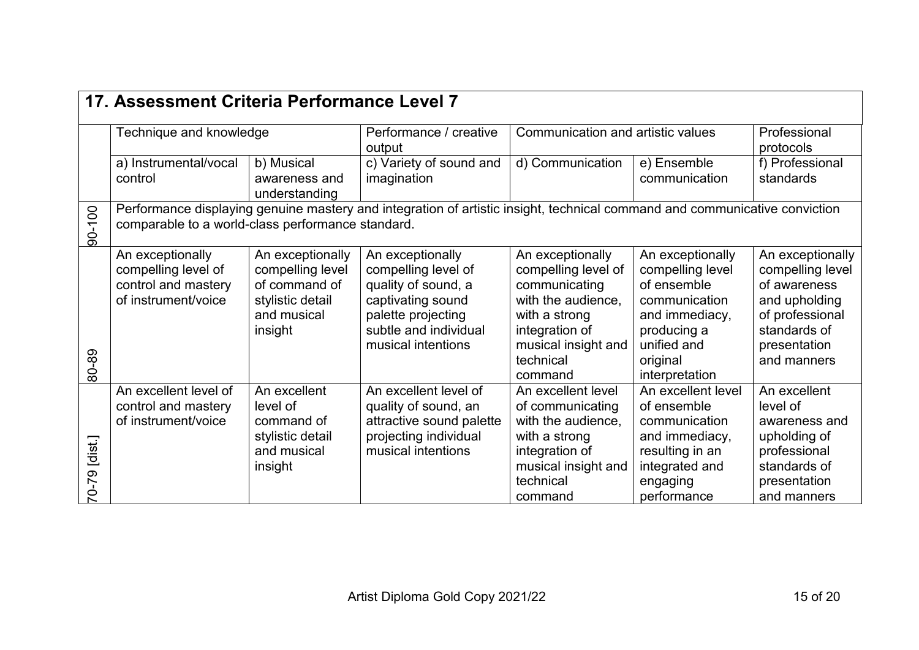## 17. Assessment Criteria Performance Level 7

| | Technique and knowledge | | Performance / creative output | Communication and artistic values | | Professional protocols |
|---|---|---|---|---|---|---|
| | a) Instrumental/vocal control | b) Musical awareness and understanding | c) Variety of sound and imagination | d) Communication | e) Ensemble communication | f) Professional standards |
| 90-100 | Performance displaying genuine mastery and integration of artistic insight, technical command and communicative conviction comparable to a world-class performance standard. | | | | | |
| 80-89 | An exceptionally compelling level of control and mastery of instrument/voice | An exceptionally compelling level of command of stylistic detail and musical insight | An exceptionally compelling level of quality of sound, a captivating sound palette projecting subtle and individual musical intentions | An exceptionally compelling level of communicating with the audience, with a strong integration of musical insight and technical command | An exceptionally compelling level of ensemble communication and immediacy, producing a unified and original interpretation | An exceptionally compelling level of awareness and upholding of professional standards of presentation and manners |
| 70-79 [dist.] | An excellent level of control and mastery of instrument/voice | An excellent level of command of stylistic detail and musical insight | An excellent level of quality of sound, an attractive sound palette projecting individual musical intentions | An excellent level of communicating with the audience, with a strong integration of musical insight and technical command | An excellent level of ensemble communication and immediacy, resulting in an integrated and engaging performance | An excellent level of awareness and upholding of professional standards of presentation and manners |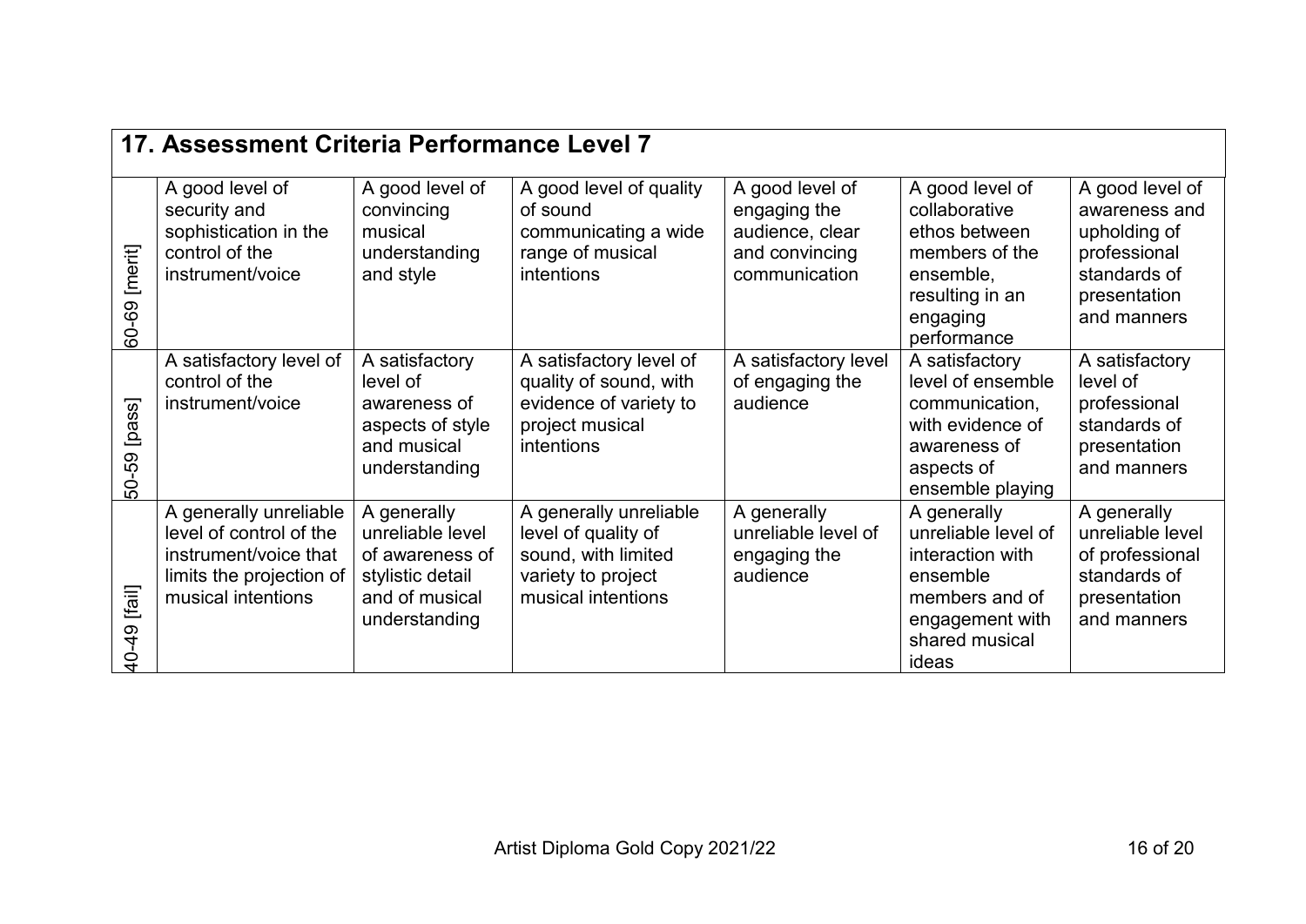## 17. Assessment Criteria Performance Level 7

| | | | | | | |
|---|---|---|---|---|---|---|
| 60-69 [merit] | A good level of security and sophistication in the control of the instrument/voice | A good level of convincing musical understanding and style | A good level of quality of sound communicating a wide range of musical intentions | A good level of engaging the audience, clear and convincing communication | A good level of collaborative ethos between members of the ensemble, resulting in an engaging performance | A good level of awareness and upholding of professional standards of presentation and manners |
| 50-59 [pass] | A satisfactory level of control of the instrument/voice | A satisfactory level of awareness of aspects of style and musical understanding | A satisfactory level of quality of sound, with evidence of variety to project musical intentions | A satisfactory level of engaging the audience | A satisfactory level of ensemble communication, with evidence of awareness of aspects of ensemble playing | A satisfactory level of professional standards of presentation and manners |
| 40-49 [fail] | A generally unreliable level of control of the instrument/voice that limits the projection of musical intentions | A generally unreliable level of awareness of stylistic detail and of musical understanding | A generally unreliable level of quality of sound, with limited variety to project musical intentions | A generally unreliable level of engaging the audience | A generally unreliable level of interaction with ensemble members and of engagement with shared musical ideas | A generally unreliable level of professional standards of presentation and manners |

Artist Diploma Gold Copy 2021/22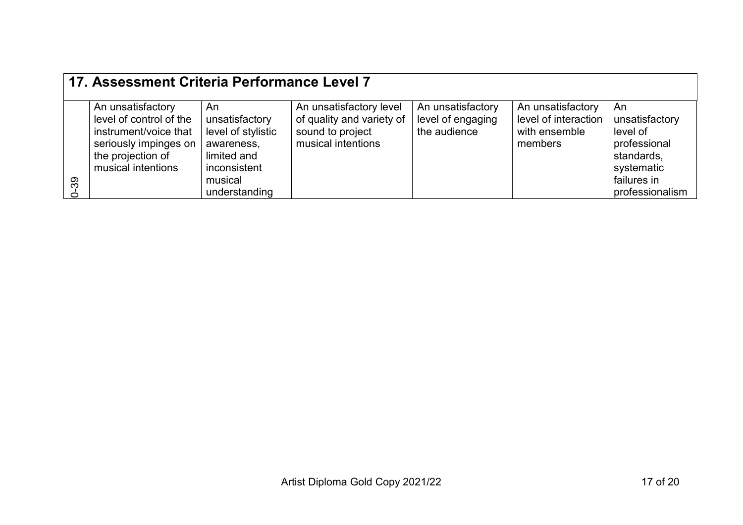## 17. Assessment Criteria Performance Level 7

| | | | | | | |
|---|---|---|---|---|---|---|
| 0-39 | An unsatisfactory level of control of the instrument/voice that seriously impinges on the projection of musical intentions | An unsatisfactory level of stylistic awareness, limited and inconsistent musical understanding | An unsatisfactory level of quality and variety of sound to project musical intentions | An unsatisfactory level of engaging the audience | An unsatisfactory level of interaction with ensemble members | An unsatisfactory level of professional standards, systematic failures in professionalism |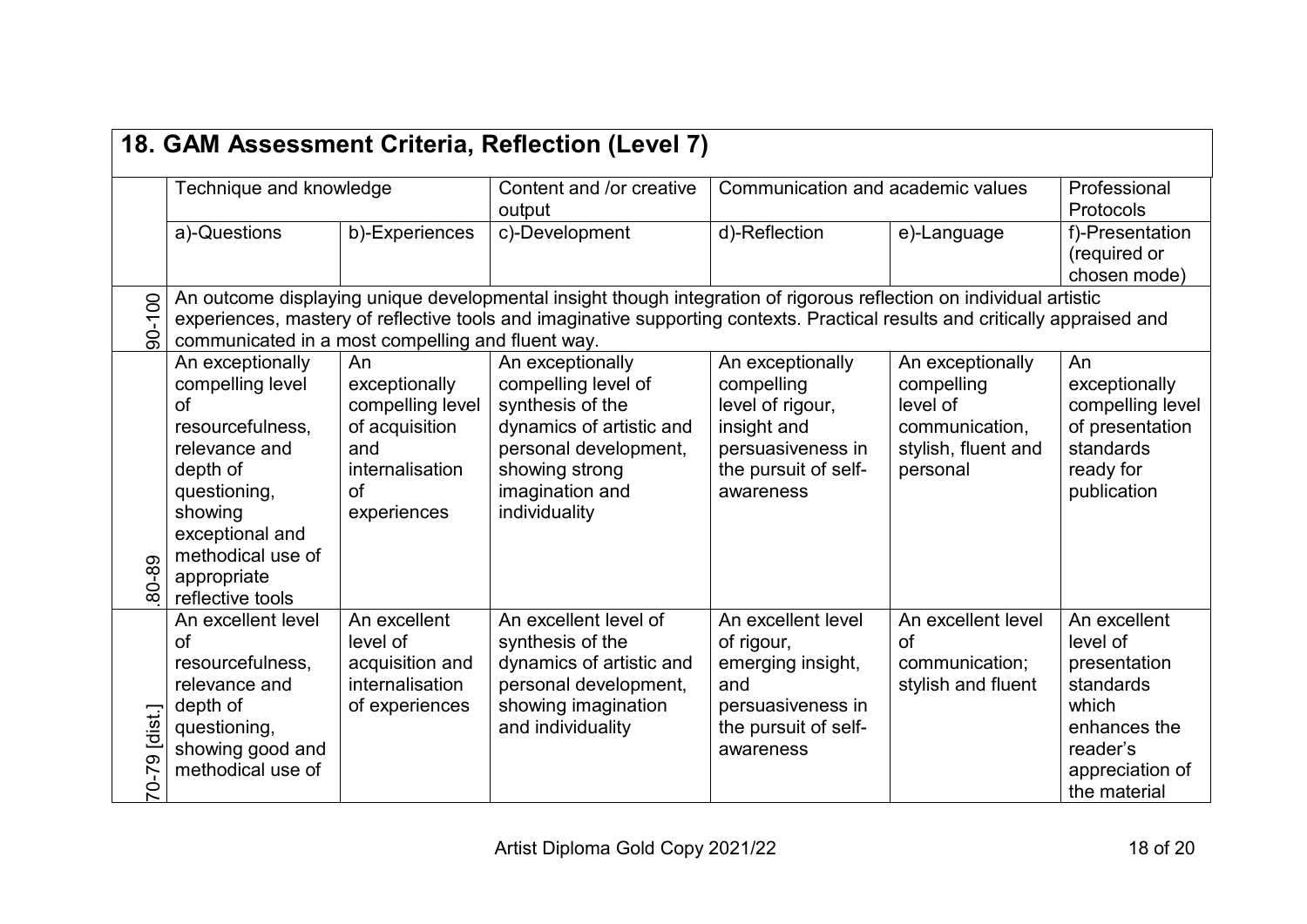## 18. GAM Assessment Criteria, Reflection (Level 7)

| | Technique and knowledge | | Content and /or creative output | Communication and academic values | | Professional Protocols |
|---|---|---|---|---|---|---|
| | a)-Questions | b)-Experiences | c)-Development | d)-Reflection | e)-Language | f)-Presentation (required or chosen mode) |
| 90-100 | An outcome displaying unique developmental insight though integration of rigorous reflection on individual artistic experiences, mastery of reflective tools and imaginative supporting contexts. Practical results and critically appraised and communicated in a most compelling and fluent way. | | | | | |
| .80-89 | An exceptionally compelling level of resourcefulness, relevance and depth of questioning, showing exceptional and methodical use of appropriate reflective tools | An exceptionally compelling level of acquisition and internalisation of experiences | An exceptionally compelling level of synthesis of the dynamics of artistic and personal development, showing strong imagination and individuality | An exceptionally compelling level of rigour, insight and persuasiveness in the pursuit of self-awareness | An exceptionally compelling level of communication, stylish, fluent and personal | An exceptionally compelling level of presentation standards ready for publication |
| 70-79 [dist.] | An excellent level of resourcefulness, relevance and depth of questioning, showing good and methodical use of | An excellent level of acquisition and internalisation of experiences | An excellent level of synthesis of the dynamics of artistic and personal development, showing imagination and individuality | An excellent level of rigour, emerging insight, and persuasiveness in the pursuit of self-awareness | An excellent level of communication; stylish and fluent | An excellent level of presentation standards which enhances the reader's appreciation of the material |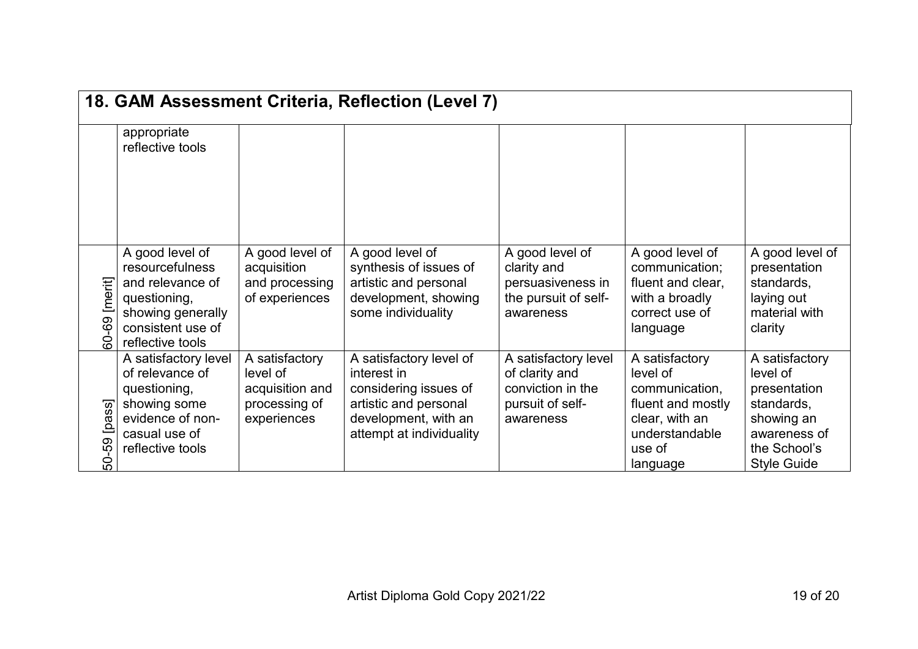## 18. GAM Assessment Criteria, Reflection (Level 7)

| | | | | | | |
|---|---|---|---|---|---|---|
| | appropriate reflective tools | | | | | |
| 60-69 [merit] | A good level of resourcefulness and relevance of questioning, showing generally consistent use of reflective tools | A good level of acquisition and processing of experiences | A good level of synthesis of issues of artistic and personal development, showing some individuality | A good level of clarity and persuasiveness in the pursuit of self-awareness | A good level of communication; fluent and clear, with a broadly correct use of language | A good level of presentation standards, laying out material with clarity |
| 50-59 [pass] | A satisfactory level of relevance of questioning, showing some evidence of non-casual use of reflective tools | A satisfactory level of acquisition and processing of experiences | A satisfactory level of interest in considering issues of artistic and personal development, with an attempt at individuality | A satisfactory level of clarity and conviction in the pursuit of self-awareness | A satisfactory level of communication, fluent and mostly clear, with an understandable use of language | A satisfactory level of presentation standards, showing an awareness of the School's Style Guide |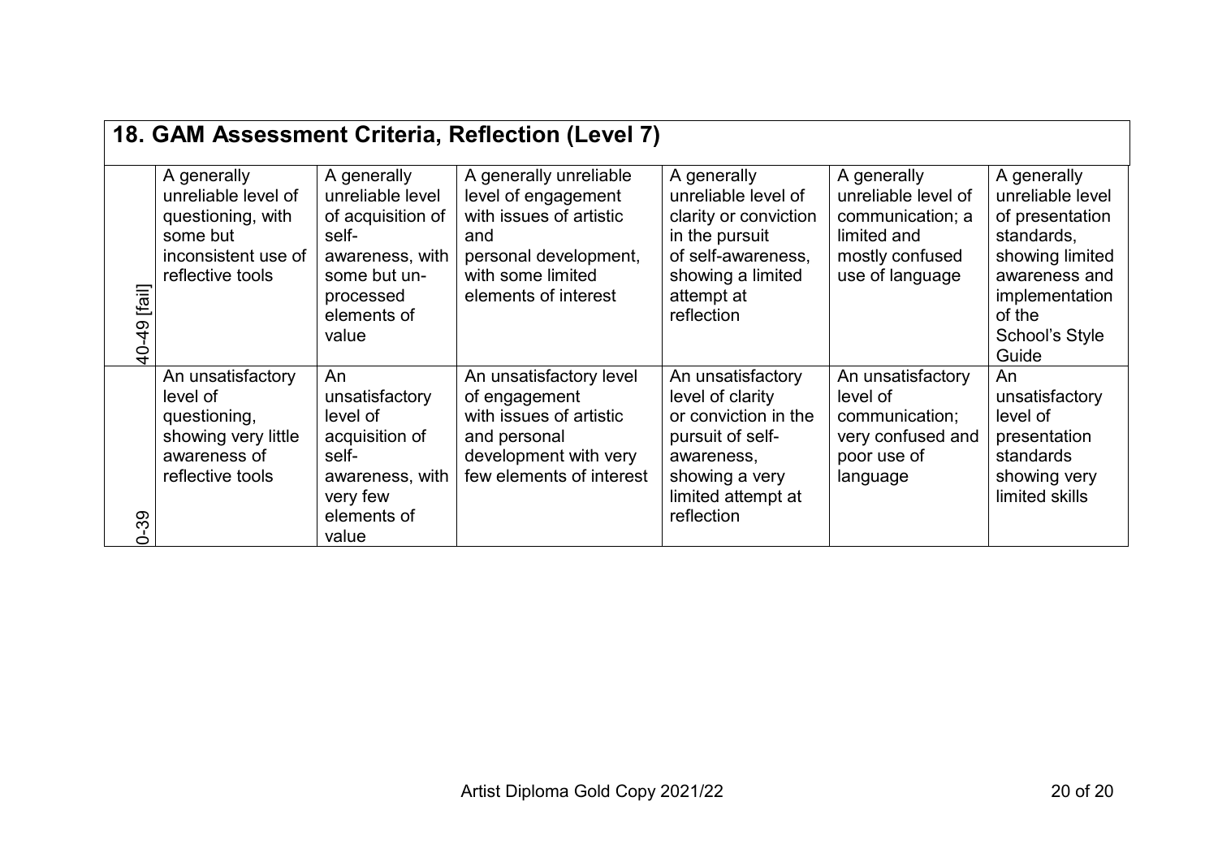## 18. GAM Assessment Criteria, Reflection (Level 7)

| | | | | | | |
|---|---|---|---|---|---|---|
| 40-49 [fail] | A generally unreliable level of questioning, with some but inconsistent use of reflective tools | A generally unreliable level of acquisition of self-awareness, with some but un-processed elements of value | A generally unreliable level of engagement with issues of artistic and personal development, with some limited elements of interest | A generally unreliable level of clarity or conviction in the pursuit of self-awareness, showing a limited attempt at reflection | A generally unreliable level of communication; a limited and mostly confused use of language | A generally unreliable level of presentation standards, showing limited awareness and implementation of the School's Style Guide |
| 0-39 | An unsatisfactory level of questioning, showing very little awareness of reflective tools | An unsatisfactory level of acquisition of self-awareness, with very few elements of value | An unsatisfactory level of engagement with issues of artistic and personal development with very few elements of interest | An unsatisfactory level of clarity or conviction in the pursuit of self-awareness, showing a very limited attempt at reflection | An unsatisfactory level of communication; very confused and poor use of language | An unsatisfactory level of presentation standards showing very limited skills |

Artist Diploma Gold Copy 2021/22